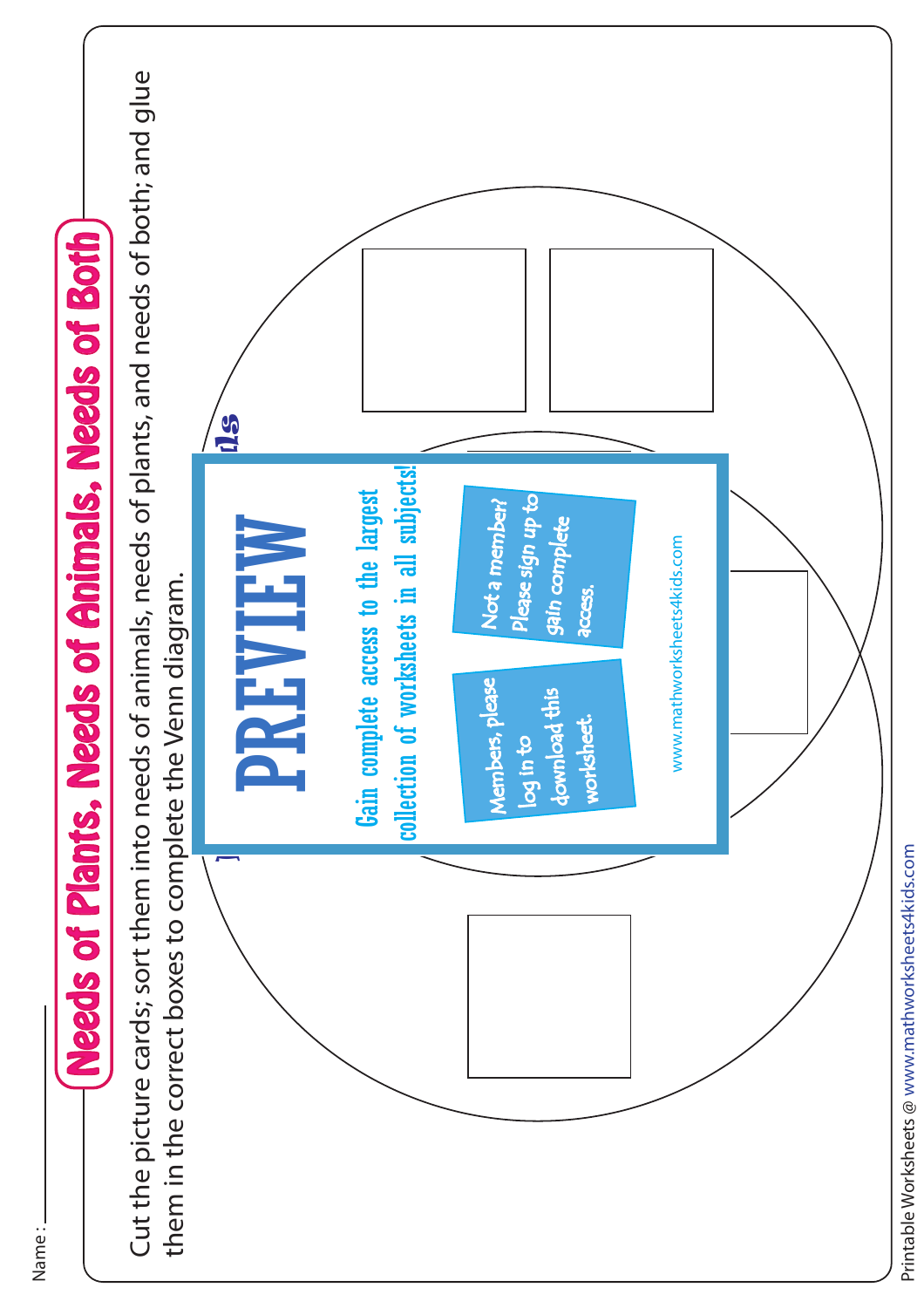Name: ___________

# Needs of Plants, Needs of Animals, Needs of Both

Cut the picture cards; sort them into needs of animals, needs of plants, and needs of both; and glue them in the correct boxes to complete the Venn diagram.

PREVIEW

Gain complete access to the largest collection of worksheets in all subjects!

Members, please log in to download this worksheet.

Not a member? Please sign up to gain complete access.

www.mathworksheets4kids.com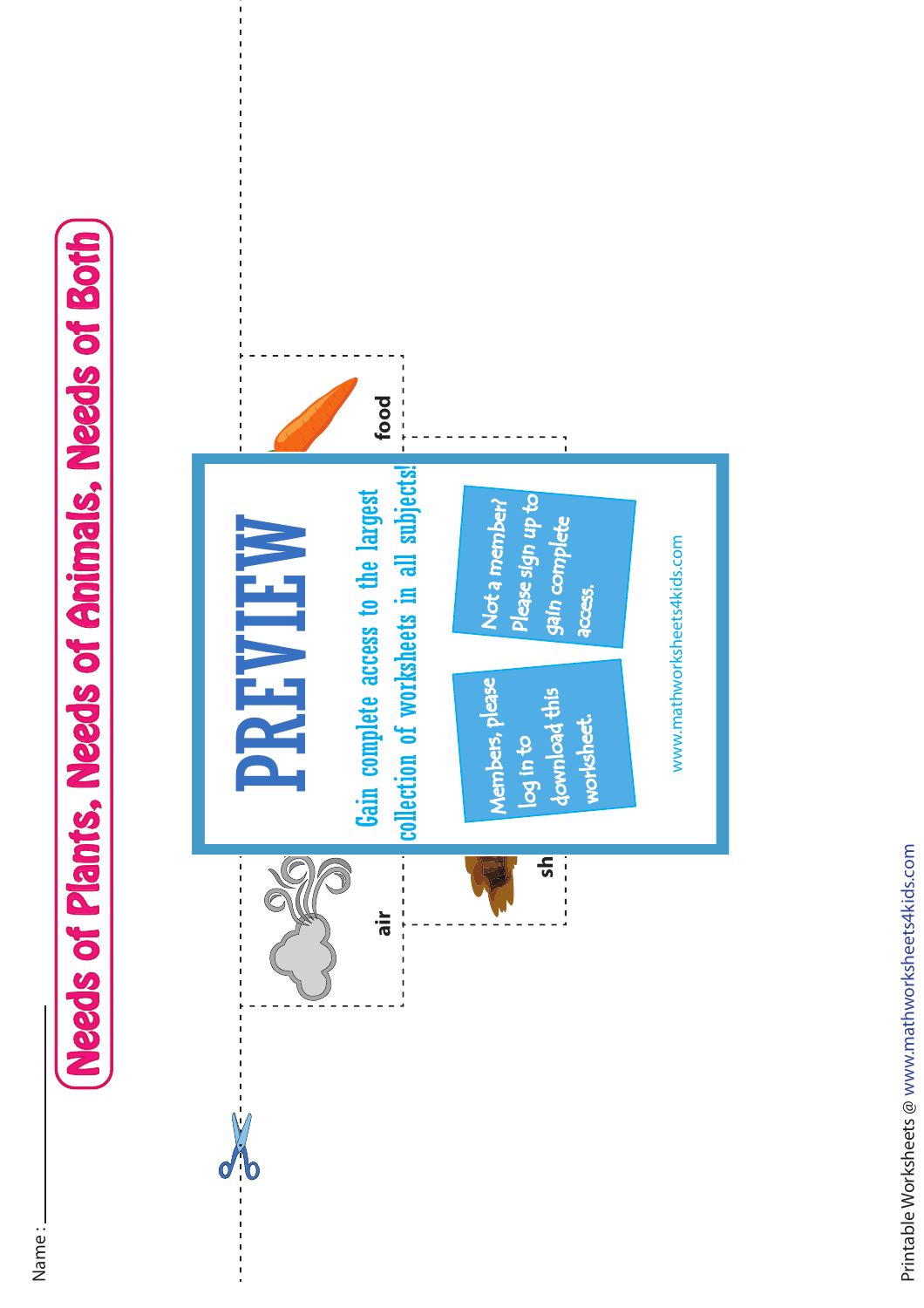Name: ____________

# Needs of Plants, Needs of Animals, Needs of Both

air

food

sh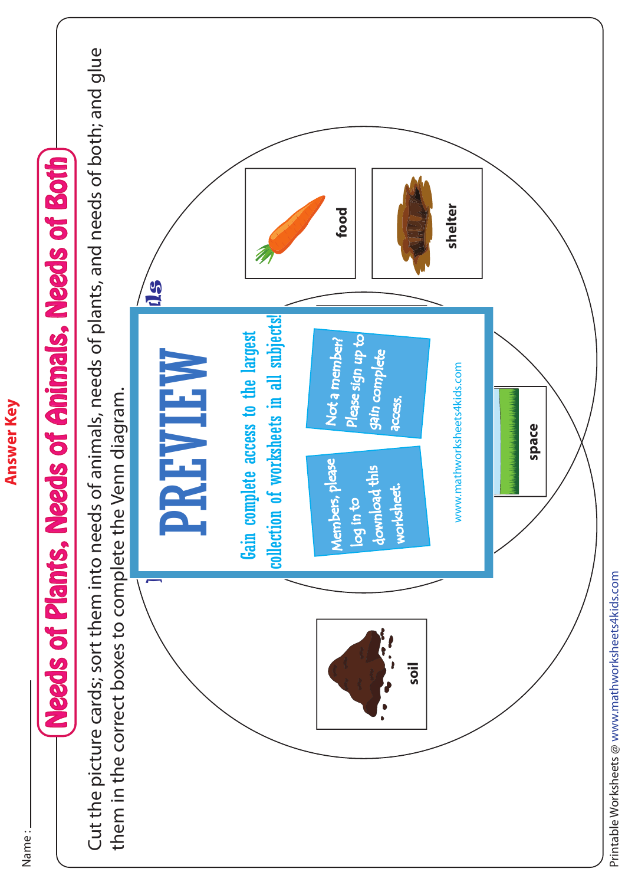Answer Key

# Needs of Plants, Needs of Animals, Needs of Both

Name :

Cut the picture cards; sort them into needs of animals, needs of plants, and needs of both; and glue them in the correct boxes to complete the Venn diagram.

food

shelter

soil

space

PREVIEW

Gain complete access to the largest collection of worksheets in all subjects!

Members, please log in to download this worksheet.

Not a member? Please sign up to gain complete access.

www.mathworksheets4kids.com

Printable Worksheets @ www.mathworksheets4kids.com